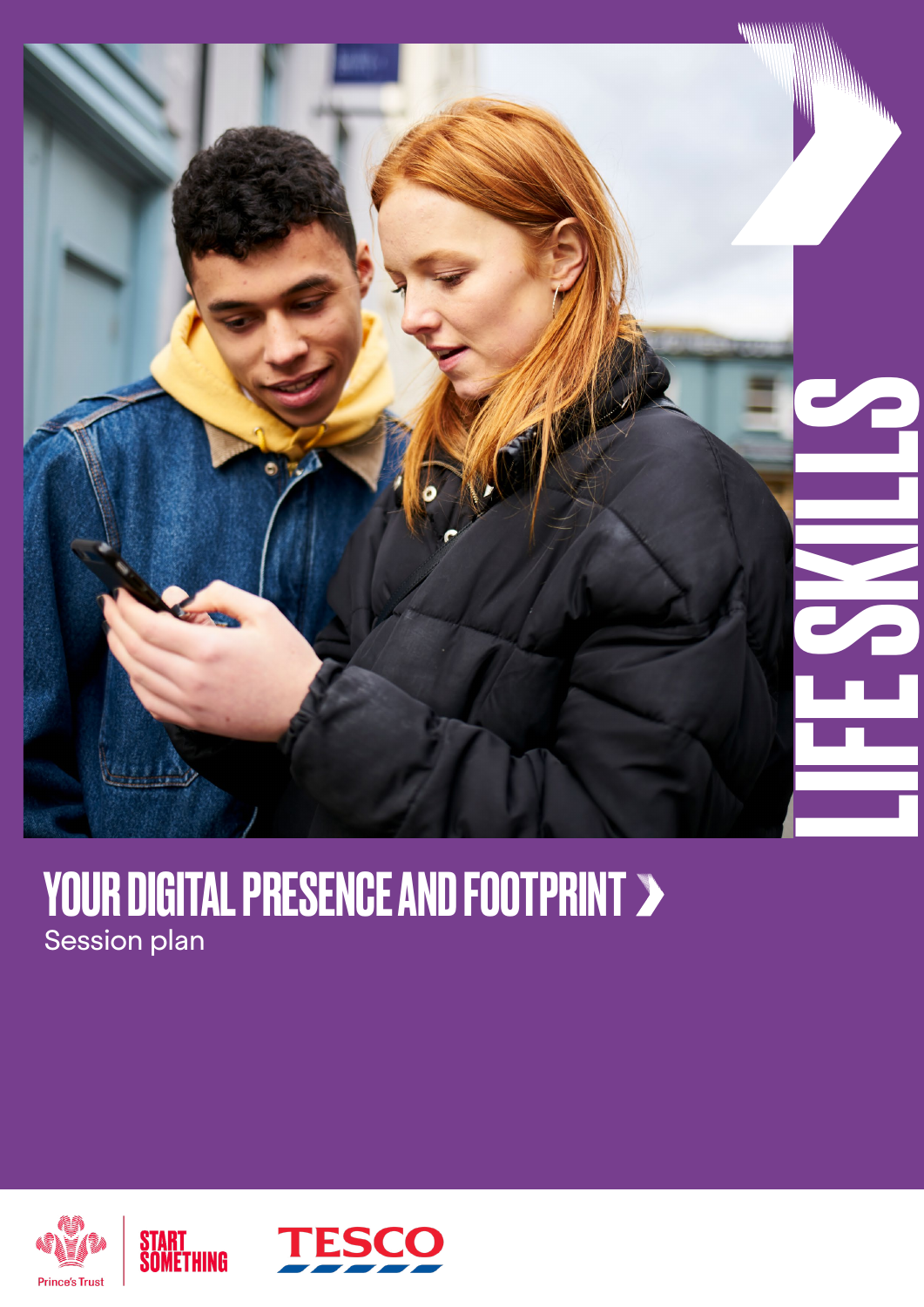# LIFE SKILLS

# YOUR DIGITAL PRESENCE AND FOOTPRINT

Session plan

Prince's Trust | START SOMETHING | TESCO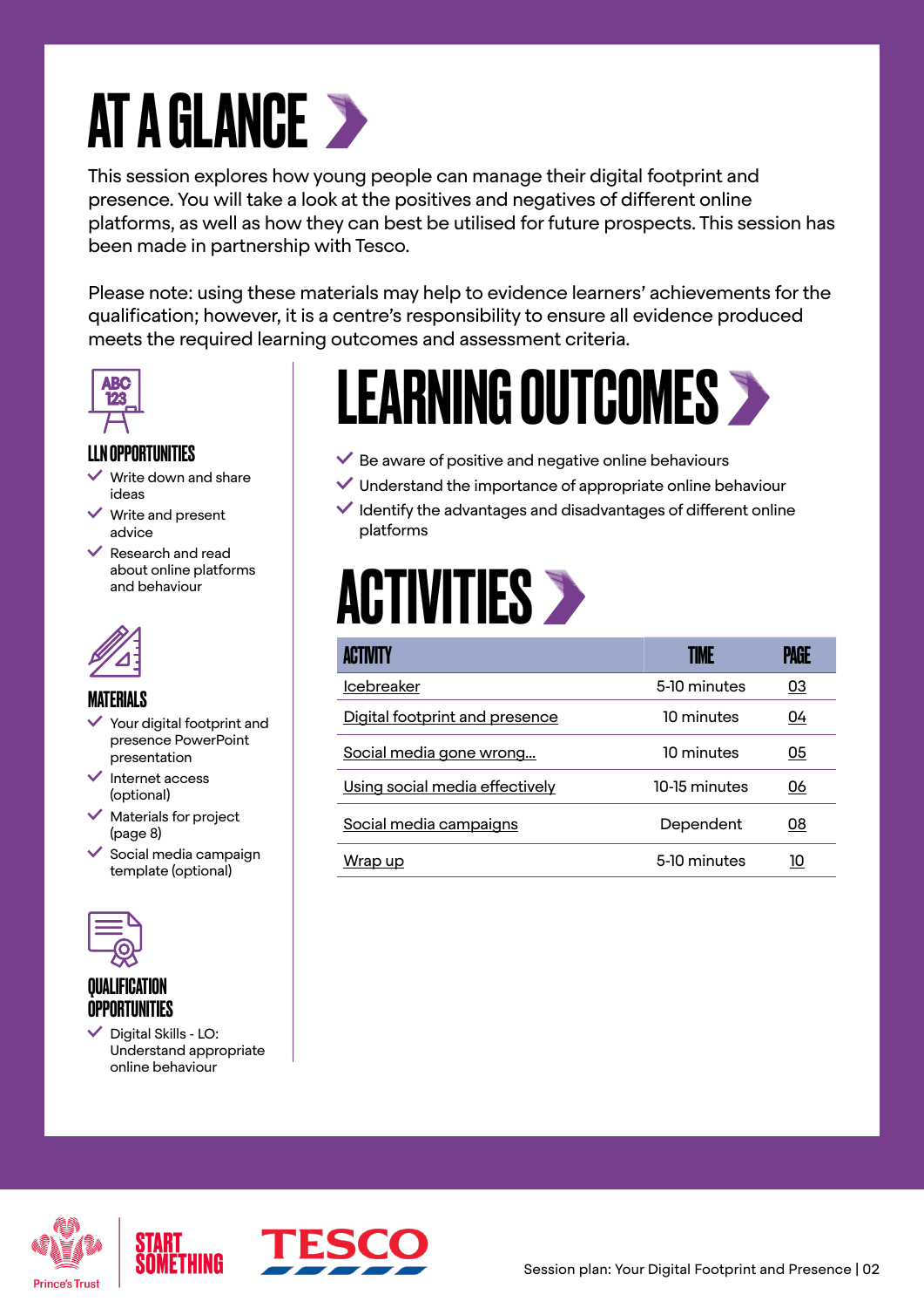# AT A GLANCE

This session explores how young people can manage their digital footprint and presence. You will take a look at the positives and negatives of different online platforms, as well as how they can best be utilised for future prospects. This session has been made in partnership with Tesco.

Please note: using these materials may help to evidence learners' achievements for the qualification; however, it is a centre's responsibility to ensure all evidence produced meets the required learning outcomes and assessment criteria.

## LLN OPPORTUNITIES

- Write down and share ideas
- Write and present advice
- Research and read about online platforms and behaviour

## MATERIALS

- Your digital footprint and presence PowerPoint presentation
- Internet access (optional)
- Materials for project (page 8)
- Social media campaign template (optional)

## QUALIFICATION OPPORTUNITIES

- Digital Skills - LO: Understand appropriate online behaviour

## LEARNING OUTCOMES

- Be aware of positive and negative online behaviours
- Understand the importance of appropriate online behaviour
- Identify the advantages and disadvantages of different online platforms

## ACTIVITIES

| ACTIVITY | TIME | PAGE |
|---|---|---|
| Icebreaker | 5-10 minutes | 03 |
| Digital footprint and presence | 10 minutes | 04 |
| Social media gone wrong... | 10 minutes | 05 |
| Using social media effectively | 10-15 minutes | 06 |
| Social media campaigns | Dependent | 08 |
| Wrap up | 5-10 minutes | 10 |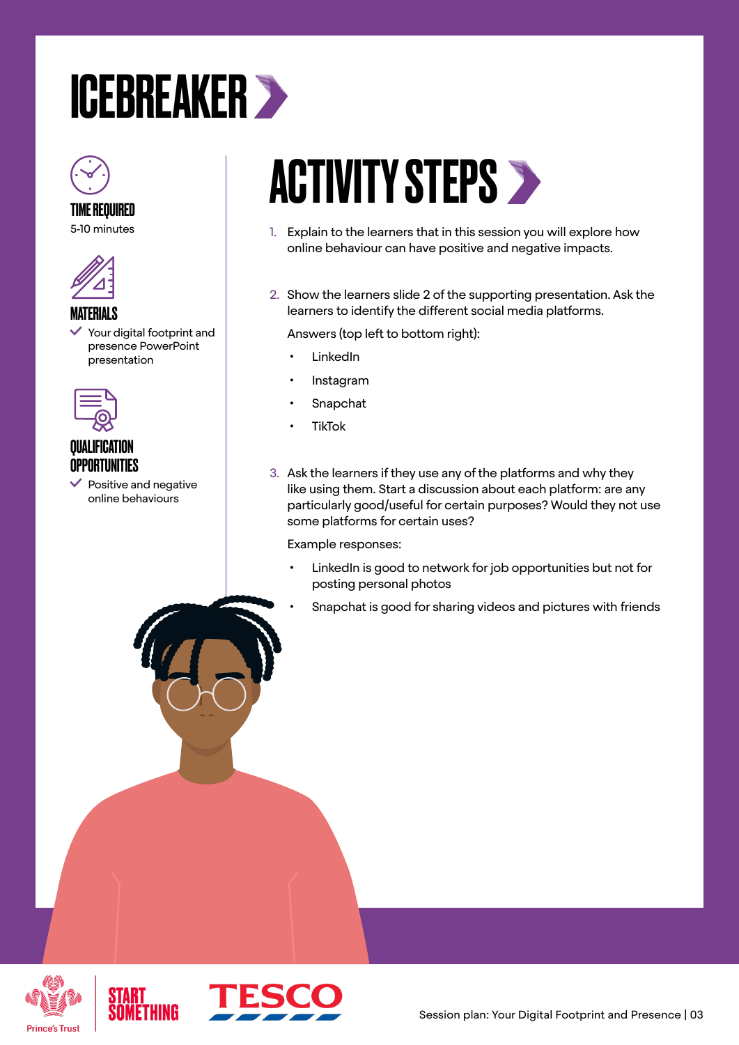# ICEBREAKER

**TIME REQUIRED**

5-10 minutes

**MATERIALS**

- Your digital footprint and presence PowerPoint presentation

**QUALIFICATION OPPORTUNITIES**

- Positive and negative online behaviours

## ACTIVITY STEPS

1. Explain to the learners that in this session you will explore how online behaviour can have positive and negative impacts.

2. Show the learners slide 2 of the supporting presentation. Ask the learners to identify the different social media platforms.

   Answers (top left to bottom right):

   - LinkedIn
   - Instagram
   - Snapchat
   - TikTok

3. Ask the learners if they use any of the platforms and why they like using them. Start a discussion about each platform: are any particularly good/useful for certain purposes? Would they not use some platforms for certain uses?

   Example responses:

   - LinkedIn is good to network for job opportunities but not for posting personal photos
   - Snapchat is good for sharing videos and pictures with friends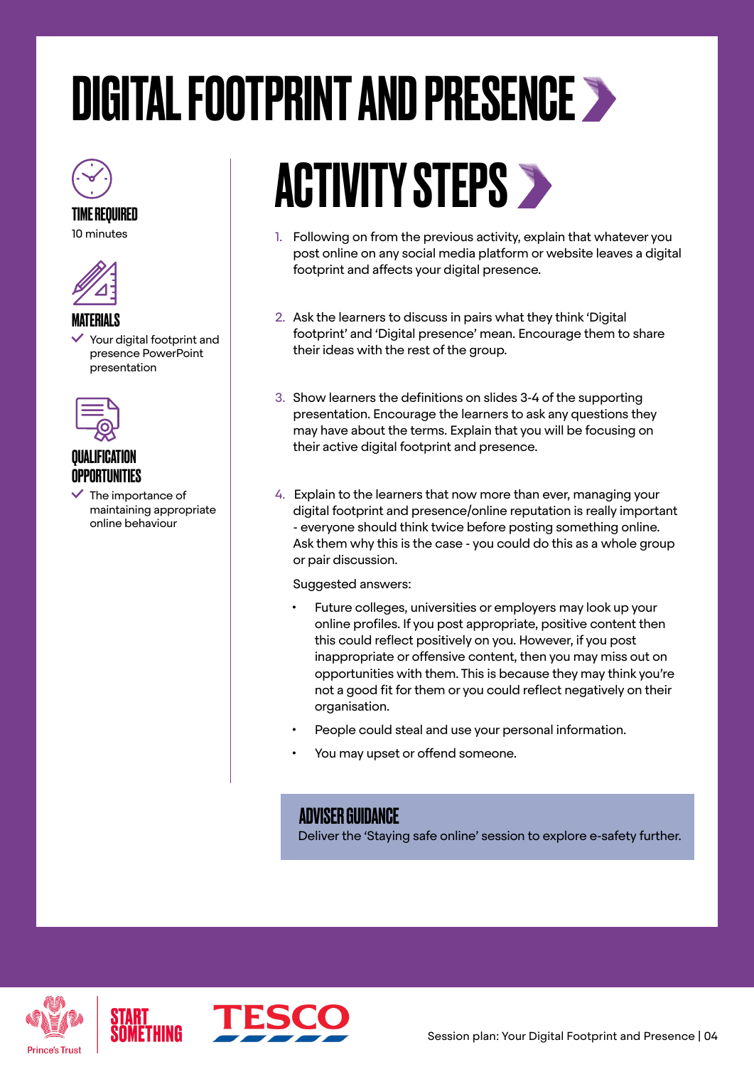# DIGITAL FOOTPRINT AND PRESENCE

### TIME REQUIRED

10 minutes

### MATERIALS

- Your digital footprint and presence PowerPoint presentation

### QUALIFICATION OPPORTUNITIES

- The importance of maintaining appropriate online behaviour

## ACTIVITY STEPS

1. Following on from the previous activity, explain that whatever you post online on any social media platform or website leaves a digital footprint and affects your digital presence.

2. Ask the learners to discuss in pairs what they think 'Digital footprint' and 'Digital presence' mean. Encourage them to share their ideas with the rest of the group.

3. Show learners the definitions on slides 3-4 of the supporting presentation. Encourage the learners to ask any questions they may have about the terms. Explain that you will be focusing on their active digital footprint and presence.

4. Explain to the learners that now more than ever, managing your digital footprint and presence/online reputation is really important - everyone should think twice before posting something online. Ask them why this is the case - you could do this as a whole group or pair discussion.

   Suggested answers:

   - Future colleges, universities or employers may look up your online profiles. If you post appropriate, positive content then this could reflect positively on you. However, if you post inappropriate or offensive content, then you may miss out on opportunities with them. This is because they may think you're not a good fit for them or you could reflect negatively on their organisation.
   - People could steal and use your personal information.
   - You may upset or offend someone.

### ADVISER GUIDANCE

Deliver the 'Staying safe online' session to explore e-safety further.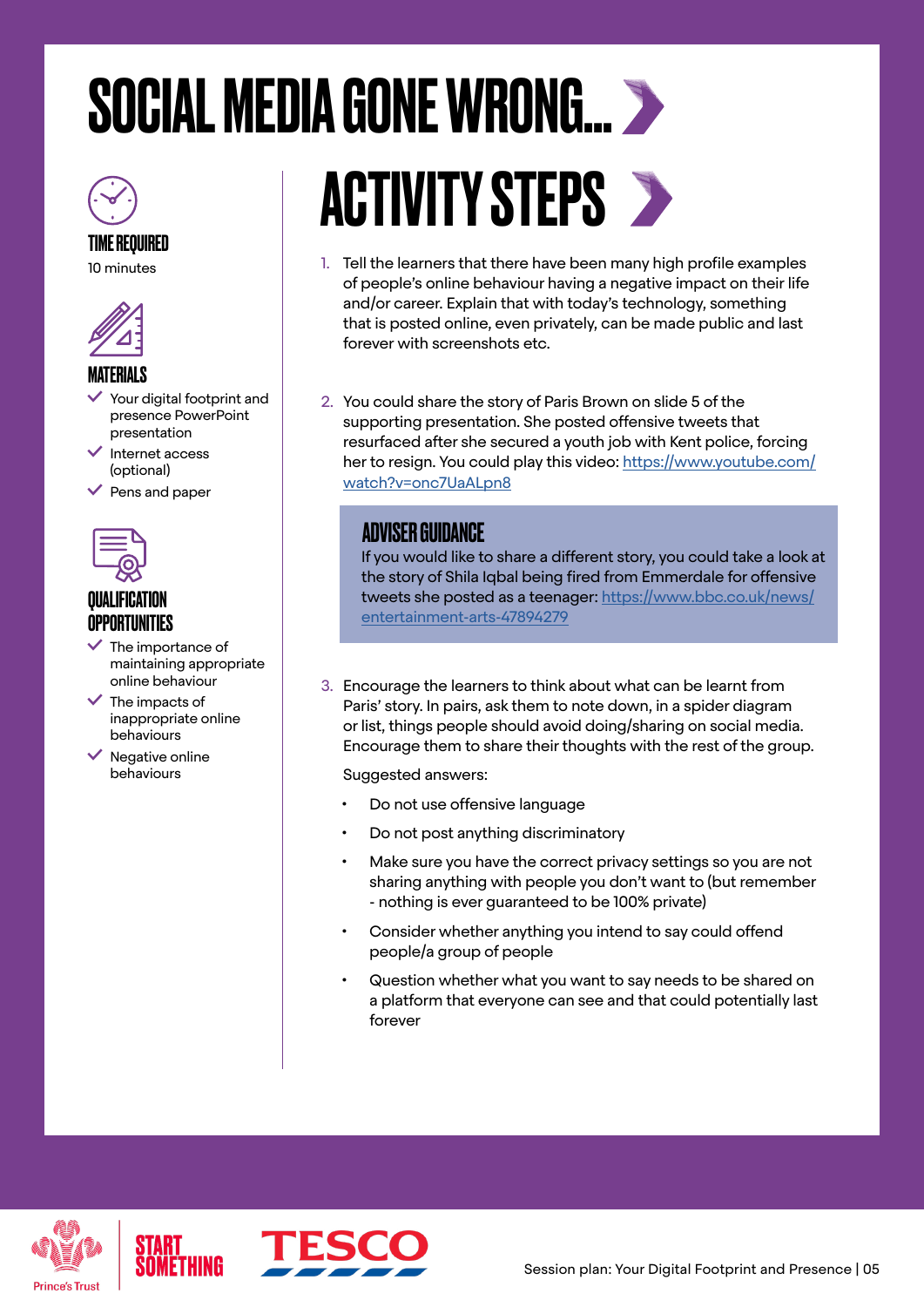# SOCIAL MEDIA GONE WRONG...

### TIME REQUIRED

10 minutes

### MATERIALS

- Your digital footprint and presence PowerPoint presentation
- Internet access (optional)
- Pens and paper

### QUALIFICATION OPPORTUNITIES

- The importance of maintaining appropriate online behaviour
- The impacts of inappropriate online behaviours
- Negative online behaviours

## ACTIVITY STEPS

1. Tell the learners that there have been many high profile examples of people's online behaviour having a negative impact on their life and/or career. Explain that with today's technology, something that is posted online, even privately, can be made public and last forever with screenshots etc.

2. You could share the story of Paris Brown on slide 5 of the supporting presentation. She posted offensive tweets that resurfaced after she secured a youth job with Kent police, forcing her to resign. You could play this video: https://www.youtube.com/watch?v=onc7UaALpn8

### ADVISER GUIDANCE

If you would like to share a different story, you could take a look at the story of Shila Iqbal being fired from Emmerdale for offensive tweets she posted as a teenager: https://www.bbc.co.uk/news/entertainment-arts-47894279

3. Encourage the learners to think about what can be learnt from Paris' story. In pairs, ask them to note down, in a spider diagram or list, things people should avoid doing/sharing on social media. Encourage them to share their thoughts with the rest of the group.

   Suggested answers:

   - Do not use offensive language
   - Do not post anything discriminatory
   - Make sure you have the correct privacy settings so you are not sharing anything with people you don't want to (but remember - nothing is ever guaranteed to be 100% private)
   - Consider whether anything you intend to say could offend people/a group of people
   - Question whether what you want to say needs to be shared on a platform that everyone can see and that could potentially last forever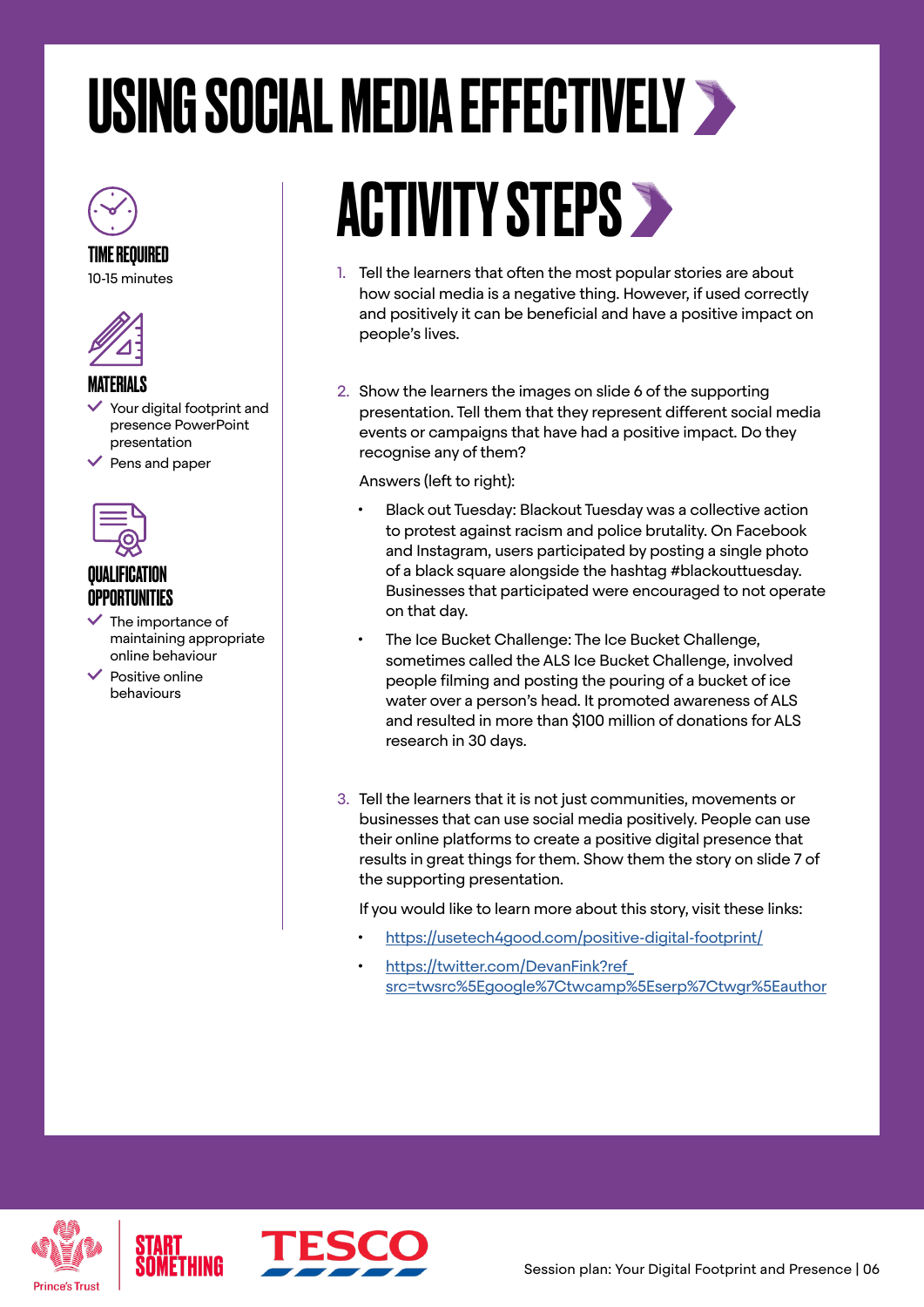# USING SOCIAL MEDIA EFFECTIVELY

### TIME REQUIRED

10-15 minutes

### MATERIALS

- Your digital footprint and presence PowerPoint presentation
- Pens and paper

### QUALIFICATION OPPORTUNITIES

- The importance of maintaining appropriate online behaviour
- Positive online behaviours

## ACTIVITY STEPS

1. Tell the learners that often the most popular stories are about how social media is a negative thing. However, if used correctly and positively it can be beneficial and have a positive impact on people's lives.

2. Show the learners the images on slide 6 of the supporting presentation. Tell them that they represent different social media events or campaigns that have had a positive impact. Do they recognise any of them?

   Answers (left to right):

   - Black out Tuesday: Blackout Tuesday was a collective action to protest against racism and police brutality. On Facebook and Instagram, users participated by posting a single photo of a black square alongside the hashtag #blackouttuesday. Businesses that participated were encouraged to not operate on that day.
   - The Ice Bucket Challenge: The Ice Bucket Challenge, sometimes called the ALS Ice Bucket Challenge, involved people filming and posting the pouring of a bucket of ice water over a person's head. It promoted awareness of ALS and resulted in more than $100 million of donations for ALS research in 30 days.

3. Tell the learners that it is not just communities, movements or businesses that can use social media positively. People can use their online platforms to create a positive digital presence that results in great things for them. Show them the story on slide 7 of the supporting presentation.

   If you would like to learn more about this story, visit these links:

   - https://usetech4good.com/positive-digital-footprint/
   - https://twitter.com/DevanFink?ref_src=twsrc%5Egoogle%7Ctwcamp%5Eserp%7Ctwgr%5Eauthor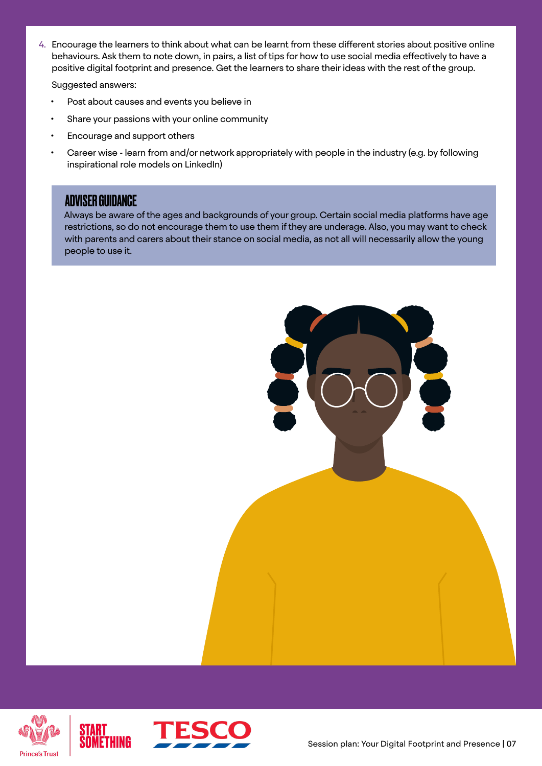4. Encourage the learners to think about what can be learnt from these different stories about positive online behaviours. Ask them to note down, in pairs, a list of tips for how to use social media effectively to have a positive digital footprint and presence. Get the learners to share their ideas with the rest of the group.

   Suggested answers:

   - Post about causes and events you believe in
   - Share your passions with your online community
   - Encourage and support others
   - Career wise - learn from and/or network appropriately with people in the industry (e.g. by following inspirational role models on LinkedIn)

## ADVISER GUIDANCE

Always be aware of the ages and backgrounds of your group. Certain social media platforms have age restrictions, so do not encourage them to use them if they are underage. Also, you may want to check with parents and carers about their stance on social media, as not all will necessarily allow the young people to use it.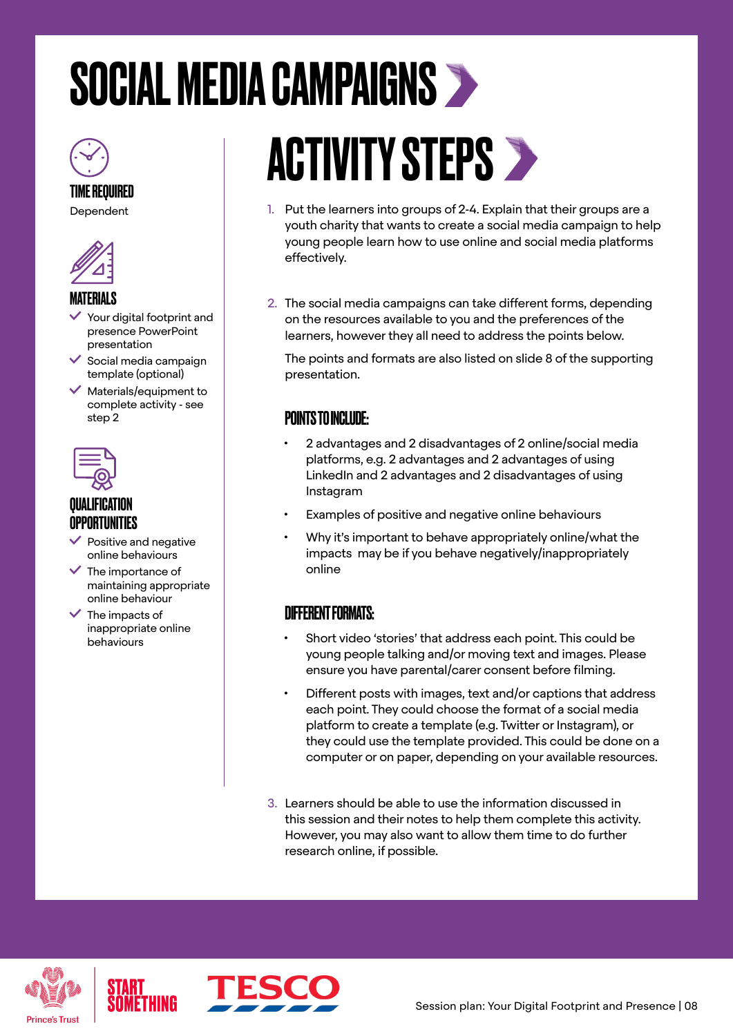# SOCIAL MEDIA CAMPAIGNS

### TIME REQUIRED

Dependent

### MATERIALS

- Your digital footprint and presence PowerPoint presentation
- Social media campaign template (optional)
- Materials/equipment to complete activity - see step 2

### QUALIFICATION OPPORTUNITIES

- Positive and negative online behaviours
- The importance of maintaining appropriate online behaviour
- The impacts of inappropriate online behaviours

## ACTIVITY STEPS

1. Put the learners into groups of 2-4. Explain that their groups are a youth charity that wants to create a social media campaign to help young people learn how to use online and social media platforms effectively.

2. The social media campaigns can take different forms, depending on the resources available to you and the preferences of the learners, however they all need to address the points below.

   The points and formats are also listed on slide 8 of the supporting presentation.

   **POINTS TO INCLUDE:**

   - 2 advantages and 2 disadvantages of 2 online/social media platforms, e.g. 2 advantages and 2 advantages of using LinkedIn and 2 advantages and 2 disadvantages of using Instagram
   - Examples of positive and negative online behaviours
   - Why it's important to behave appropriately online/what the impacts may be if you behave negatively/inappropriately online

   **DIFFERENT FORMATS:**

   - Short video 'stories' that address each point. This could be young people talking and/or moving text and images. Please ensure you have parental/carer consent before filming.
   - Different posts with images, text and/or captions that address each point. They could choose the format of a social media platform to create a template (e.g. Twitter or Instagram), or they could use the template provided. This could be done on a computer or on paper, depending on your available resources.

3. Learners should be able to use the information discussed in this session and their notes to help them complete this activity. However, you may also want to allow them time to do further research online, if possible.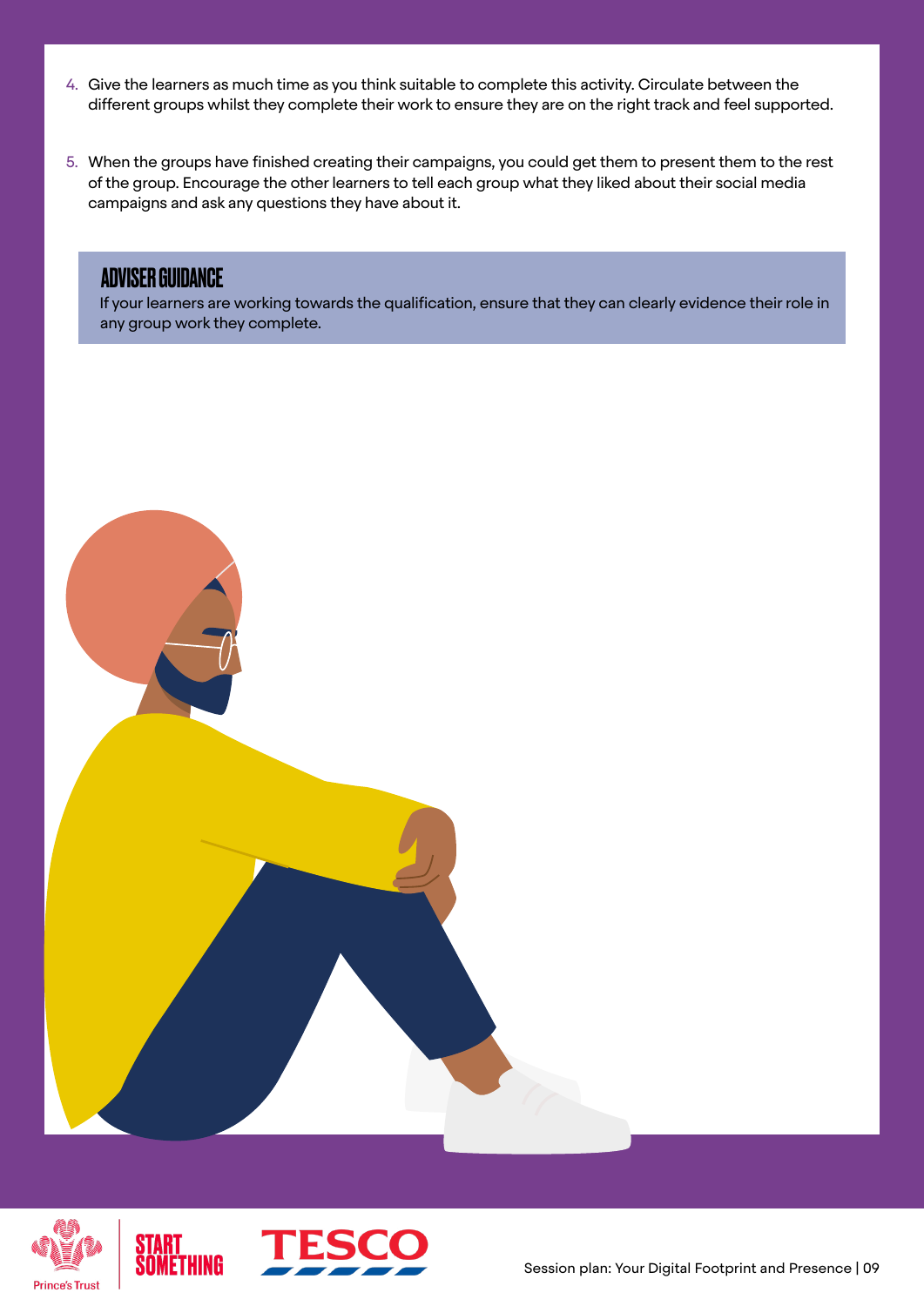4. Give the learners as much time as you think suitable to complete this activity. Circulate between the different groups whilst they complete their work to ensure they are on the right track and feel supported.

5. When the groups have finished creating their campaigns, you could get them to present them to the rest of the group. Encourage the other learners to tell each group what they liked about their social media campaigns and ask any questions they have about it.

> **ADVISER GUIDANCE**
> If your learners are working towards the qualification, ensure that they can clearly evidence their role in any group work they complete.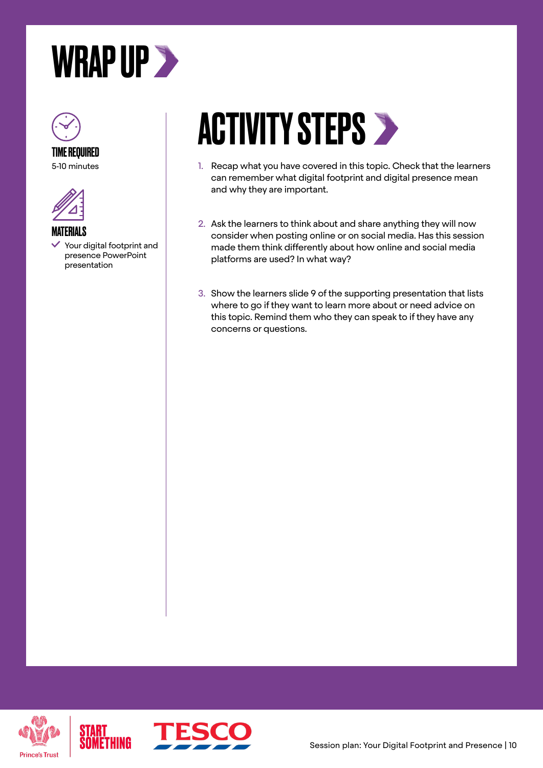# WRAP UP

### TIME REQUIRED

5-10 minutes

### MATERIALS

- ✓ Your digital footprint and presence PowerPoint presentation

## ACTIVITY STEPS

1. Recap what you have covered in this topic. Check that the learners can remember what digital footprint and digital presence mean and why they are important.

2. Ask the learners to think about and share anything they will now consider when posting online or on social media. Has this session made them think differently about how online and social media platforms are used? In what way?

3. Show the learners slide 9 of the supporting presentation that lists where to go if they want to learn more about or need advice on this topic. Remind them who they can speak to if they have any concerns or questions.